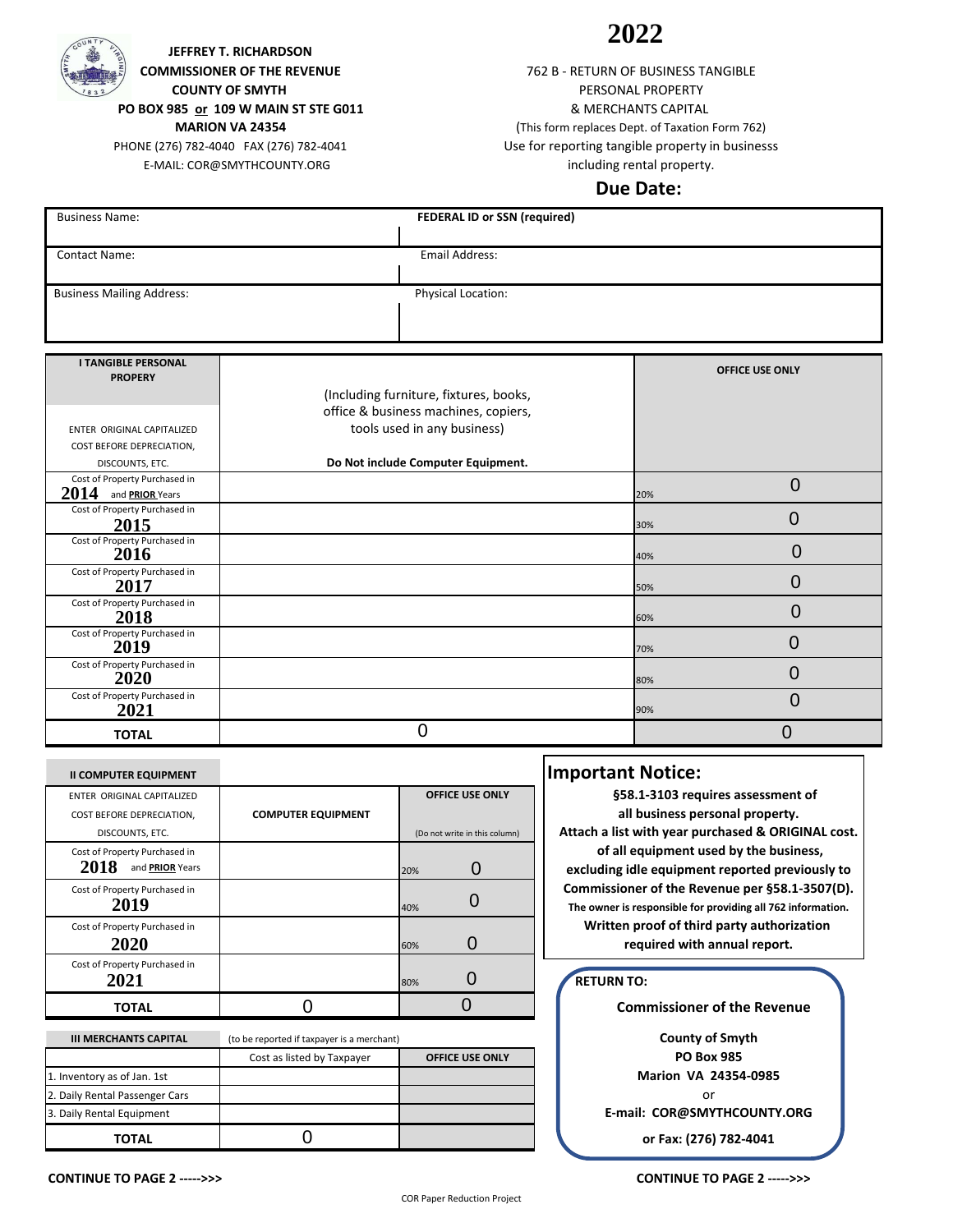**JEFFREY T. RICHARDSON**
**COMMISSIONER OF THE REVENUE**
**COUNTY OF SMYTH**
**PO BOX 985 or 109 W MAIN ST STE G011**
**MARION VA 24354**
PHONE (276) 782-4040 FAX (276) 782-4041
E-MAIL: COR@SMYTHCOUNTY.ORG

# 2022

762 B - RETURN OF BUSINESS TANGIBLE
PERSONAL PROPERTY
& MERCHANTS CAPITAL
(This form replaces Dept. of Taxation Form 762)
Use for reporting tangible property in businesss
including rental property.

## Due Date:

| Business Name: | **FEDERAL ID or SSN (required)** |
|---|---|
| Contact Name: | Email Address: |
| Business Mailing Address: | Physical Location: |

| **I TANGIBLE PERSONAL PROPERY** ENTER ORIGINAL CAPITALIZED COST BEFORE DEPRECIATION, DISCOUNTS, ETC. | (Including furniture, fixtures, books, office & business machines, copiers, tools used in any business) **Do Not include Computer Equipment.** | **OFFICE USE ONLY** | |
|---|---|---|---|
| Cost of Property Purchased in **2014** and **PRIOR** Years | | 20% | 0 |
| Cost of Property Purchased in **2015** | | 30% | 0 |
| Cost of Property Purchased in **2016** | | 40% | 0 |
| Cost of Property Purchased in **2017** | | 50% | 0 |
| Cost of Property Purchased in **2018** | | 60% | 0 |
| Cost of Property Purchased in **2019** | | 70% | 0 |
| Cost of Property Purchased in **2020** | | 80% | 0 |
| Cost of Property Purchased in **2021** | | 90% | 0 |
| **TOTAL** | 0 | | 0 |

| **II COMPUTER EQUIPMENT** ENTER ORIGINAL CAPITALIZED COST BEFORE DEPRECIATION, DISCOUNTS, ETC. | **COMPUTER EQUIPMENT** | **OFFICE USE ONLY** (Do not write in this column) | |
|---|---|---|---|
| Cost of Property Purchased in **2018** and **PRIOR** Years | | 20% | 0 |
| Cost of Property Purchased in **2019** | | 40% | 0 |
| Cost of Property Purchased in **2020** | | 60% | 0 |
| Cost of Property Purchased in **2021** | | 80% | 0 |
| **TOTAL** | 0 | | 0 |

| **III MERCHANTS CAPITAL** | (to be reported if taxpayer is a merchant) Cost as listed by Taxpayer | **OFFICE USE ONLY** |
|---|---|---|
| 1. Inventory as of Jan. 1st | | |
| 2. Daily Rental Passenger Cars | | |
| 3. Daily Rental Equipment | | |
| **TOTAL** | 0 | |

## Important Notice:

**§58.1-3103 requires assessment of all business personal property. Attach a list with year purchased & ORIGINAL cost. of all equipment used by the business, excluding idle equipment reported previously to Commissioner of the Revenue per §58.1-3507(D).**
**The owner is responsible for providing all 762 information.**
**Written proof of third party authorization required with annual report.**

**RETURN TO:**

**Commissioner of the Revenue**

**County of Smyth**
**PO Box 985**
**Marion VA 24354-0985**
or
**E-mail: COR@SMYTHCOUNTY.ORG**
**or Fax: (276) 782-4041**

**CONTINUE TO PAGE 2 ----->>>**

COR Paper Reduction Project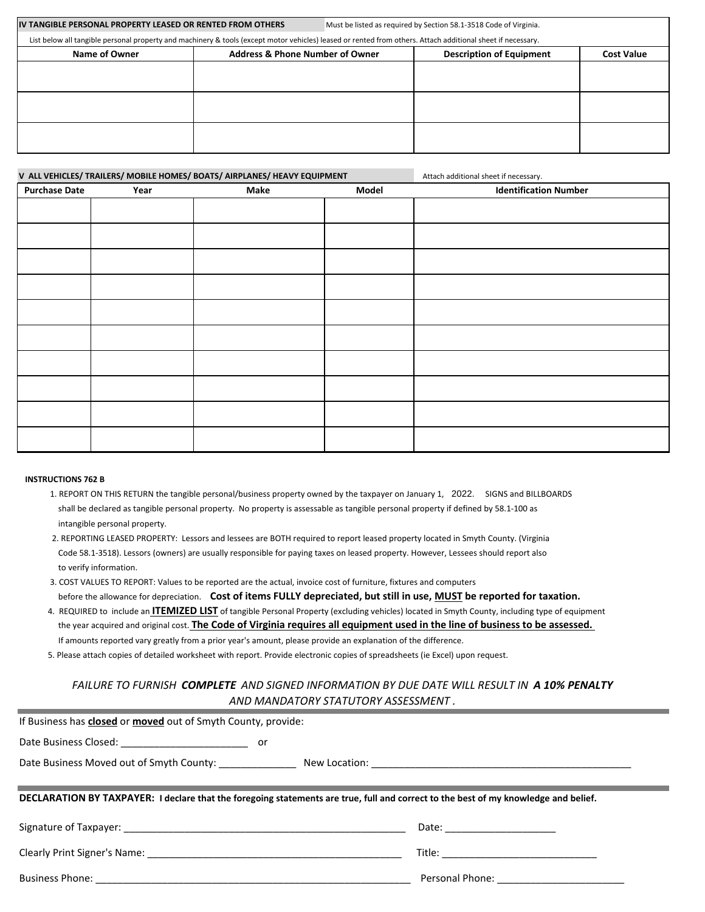**IV TANGIBLE PERSONAL PROPERTY LEASED OR RENTED FROM OTHERS** Must be listed as required by Section 58.1-3518 Code of Virginia.

List below all tangible personal property and machinery & tools (except motor vehicles) leased or rented from others. Attach additional sheet if necessary.

| Name of Owner | Address & Phone Number of Owner | Description of Equipment | Cost Value |
|---|---|---|---|
| | | | |
| | | | |
| | | | |

**V ALL VEHICLES/ TRAILERS/ MOBILE HOMES/ BOATS/ AIRPLANES/ HEAVY EQUIPMENT** Attach additional sheet if necessary.

| Purchase Date | Year | Make | Model | Identification Number |
|---|---|---|---|---|
| | | | | |
| | | | | |
| | | | | |
| | | | | |
| | | | | |
| | | | | |
| | | | | |
| | | | | |
| | | | | |
| | | | | |

**INSTRUCTIONS 762 B**

1. REPORT ON THIS RETURN the tangible personal/business property owned by the taxpayer on January 1, 2022. SIGNS and BILLBOARDS shall be declared as tangible personal property. No property is assessable as tangible personal property if defined by 58.1-100 as intangible personal property.
2. REPORTING LEASED PROPERTY: Lessors and lessees are BOTH required to report leased property located in Smyth County. (Virginia Code 58.1-3518). Lessors (owners) are usually responsible for paying taxes on leased property. However, Lessees should report also to verify information.
3. COST VALUES TO REPORT: Values to be reported are the actual, invoice cost of furniture, fixtures and computers before the allowance for depreciation. **Cost of items FULLY depreciated, but still in use, MUST be reported for taxation.**
4. REQUIRED to include an **ITEMIZED LIST** of tangible Personal Property (excluding vehicles) located in Smyth County, including type of equipment the year acquired and original cost. **The Code of Virginia requires all equipment used in the line of business to be assessed.** If amounts reported vary greatly from a prior year's amount, please provide an explanation of the difference.
5. Please attach copies of detailed worksheet with report. Provide electronic copies of spreadsheets (ie Excel) upon request.

*FAILURE TO FURNISH **COMPLETE** AND SIGNED INFORMATION BY DUE DATE WILL RESULT IN **A 10% PENALTY** AND MANDATORY STATUTORY ASSESSMENT .*

If Business has **closed** or **moved** out of Smyth County, provide:

Date Business Closed: ______________________ or

Date Business Moved out of Smyth County: ______________ New Location: ______________________________________________

**DECLARATION BY TAXPAYER: I declare that the foregoing statements are true, full and correct to the best of my knowledge and belief.**

Signature of Taxpayer: ____________________________________________________ Date: ___________________

Clearly Print Signer's Name: _____________________________________________ Title: ___________________________

Business Phone: _________________________________________________________ Personal Phone: ______________________